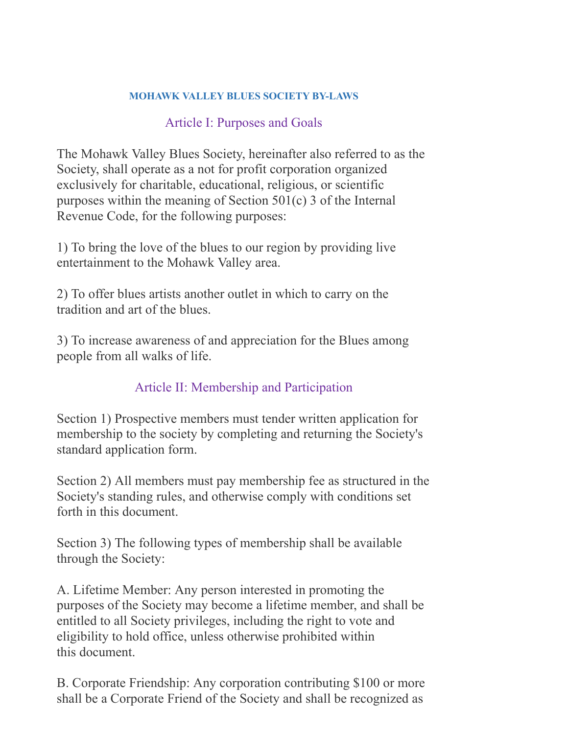# MOHAWK VALLEY BLUES SOCIETY BY-LAWS

## Article I: Purposes and Goals

The Mohawk Valley Blues Society, hereinafter also referred to as the Society, shall operate as a not for profit corporation organized exclusively for charitable, educational, religious, or scientific purposes within the meaning of Section 501(c) 3 of the Internal Revenue Code, for the following purposes:

1) To bring the love of the blues to our region by providing live entertainment to the Mohawk Valley area.

2) To offer blues artists another outlet in which to carry on the tradition and art of the blues.

3) To increase awareness of and appreciation for the Blues among people from all walks of life.

## Article II: Membership and Participation

Section 1) Prospective members must tender written application for membership to the society by completing and returning the Society's standard application form.

Section 2) All members must pay membership fee as structured in the Society's standing rules, and otherwise comply with conditions set forth in this document.

Section 3) The following types of membership shall be available through the Society:

A. Lifetime Member: Any person interested in promoting the purposes of the Society may become a lifetime member, and shall be entitled to all Society privileges, including the right to vote and eligibility to hold office, unless otherwise prohibited within this document.

B. Corporate Friendship: Any corporation contributing $100 or more shall be a Corporate Friend of the Society and shall be recognized as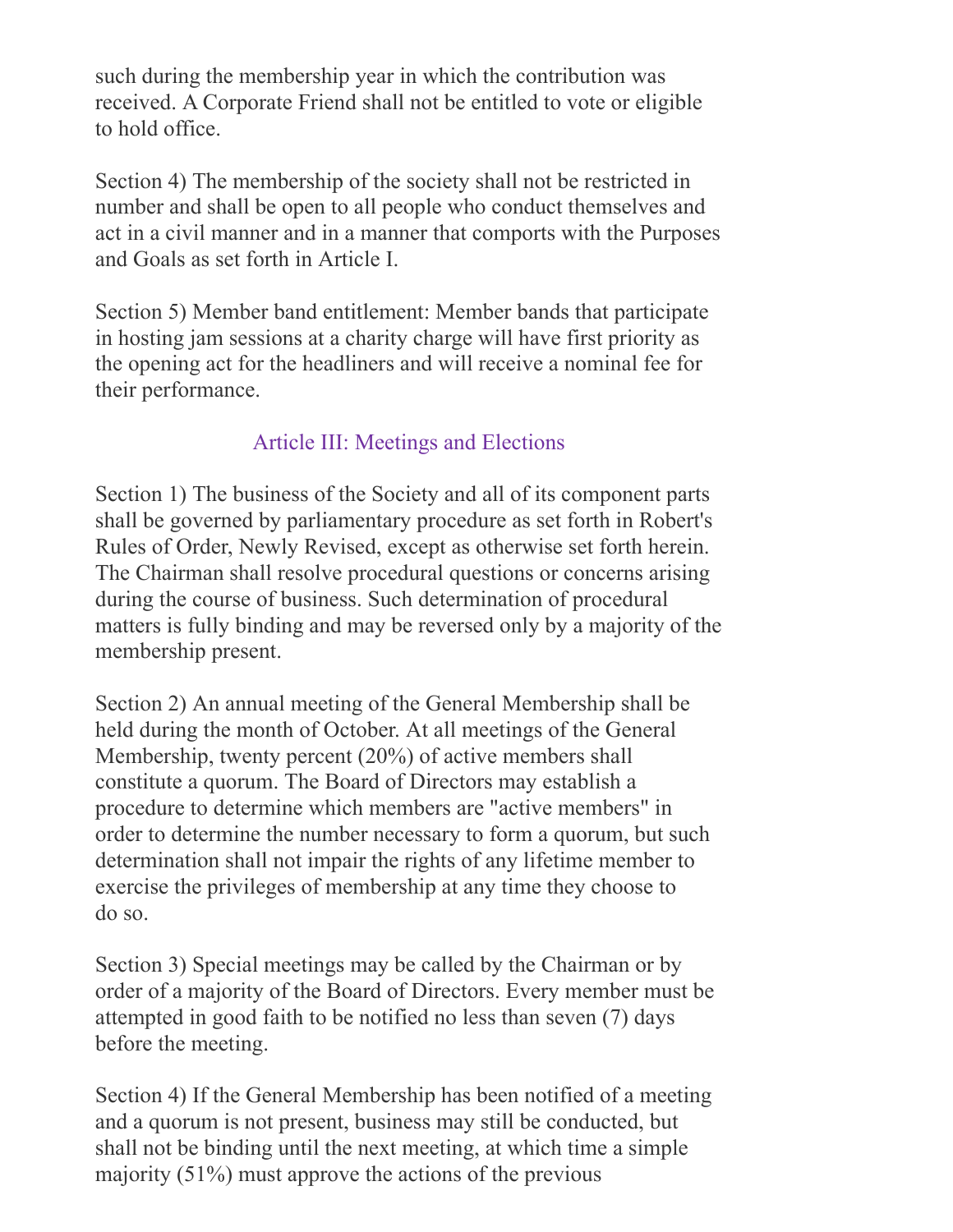such during the membership year in which the contribution was received. A Corporate Friend shall not be entitled to vote or eligible to hold office.

Section 4) The membership of the society shall not be restricted in number and shall be open to all people who conduct themselves and act in a civil manner and in a manner that comports with the Purposes and Goals as set forth in Article I.

Section 5) Member band entitlement: Member bands that participate in hosting jam sessions at a charity charge will have first priority as the opening act for the headliners and will receive a nominal fee for their performance.

## Article III: Meetings and Elections

Section 1) The business of the Society and all of its component parts shall be governed by parliamentary procedure as set forth in Robert's Rules of Order, Newly Revised, except as otherwise set forth herein. The Chairman shall resolve procedural questions or concerns arising during the course of business. Such determination of procedural matters is fully binding and may be reversed only by a majority of the membership present.

Section 2) An annual meeting of the General Membership shall be held during the month of October. At all meetings of the General Membership, twenty percent (20%) of active members shall constitute a quorum. The Board of Directors may establish a procedure to determine which members are "active members" in order to determine the number necessary to form a quorum, but such determination shall not impair the rights of any lifetime member to exercise the privileges of membership at any time they choose to do so.

Section 3) Special meetings may be called by the Chairman or by order of a majority of the Board of Directors. Every member must be attempted in good faith to be notified no less than seven (7) days before the meeting.

Section 4) If the General Membership has been notified of a meeting and a quorum is not present, business may still be conducted, but shall not be binding until the next meeting, at which time a simple majority (51%) must approve the actions of the previous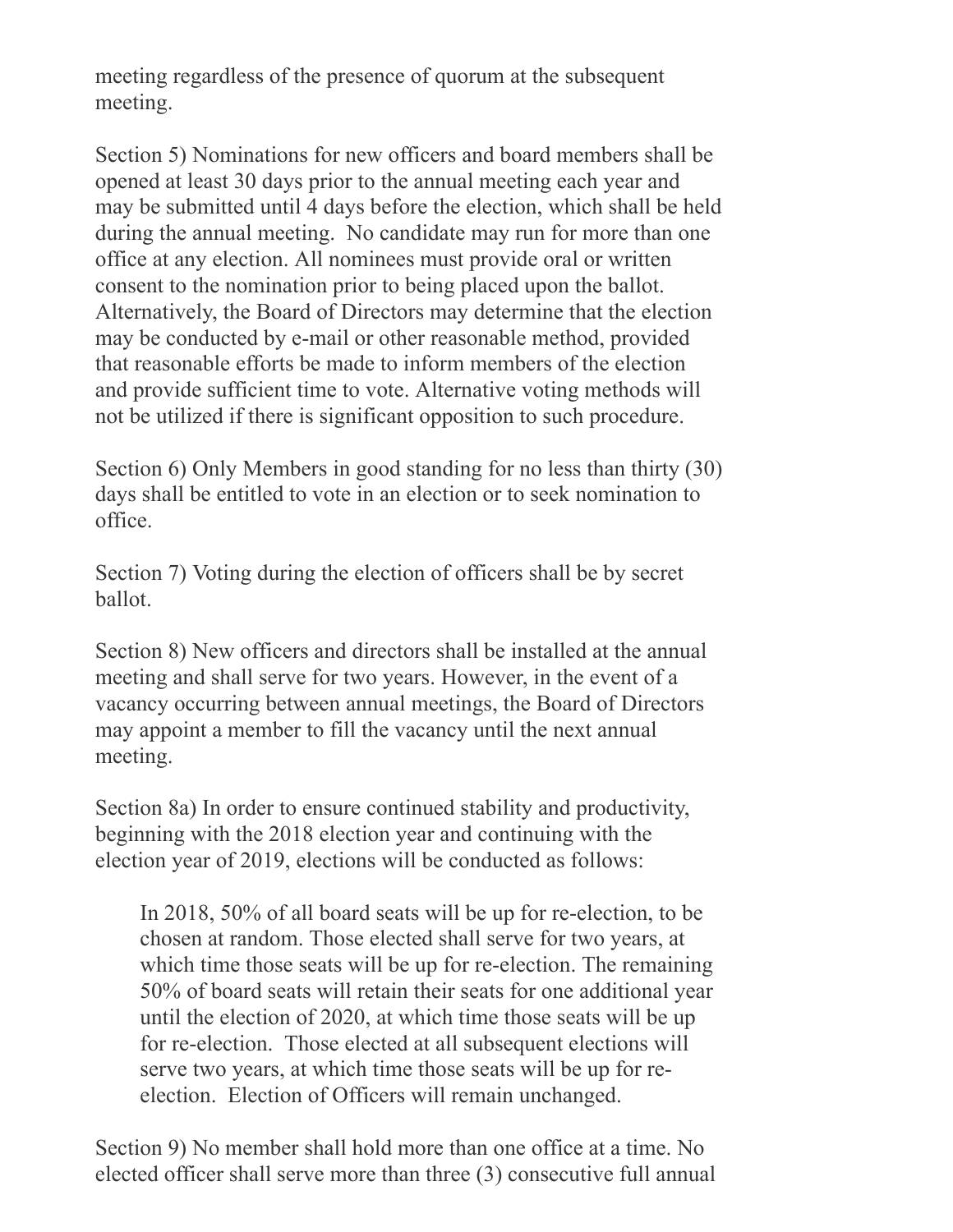meeting regardless of the presence of quorum at the subsequent meeting.

Section 5) Nominations for new officers and board members shall be opened at least 30 days prior to the annual meeting each year and may be submitted until 4 days before the election, which shall be held during the annual meeting. No candidate may run for more than one office at any election. All nominees must provide oral or written consent to the nomination prior to being placed upon the ballot. Alternatively, the Board of Directors may determine that the election may be conducted by e-mail or other reasonable method, provided that reasonable efforts be made to inform members of the election and provide sufficient time to vote. Alternative voting methods will not be utilized if there is significant opposition to such procedure.

Section 6) Only Members in good standing for no less than thirty (30) days shall be entitled to vote in an election or to seek nomination to office.

Section 7) Voting during the election of officers shall be by secret ballot.

Section 8) New officers and directors shall be installed at the annual meeting and shall serve for two years. However, in the event of a vacancy occurring between annual meetings, the Board of Directors may appoint a member to fill the vacancy until the next annual meeting.

Section 8a) In order to ensure continued stability and productivity, beginning with the 2018 election year and continuing with the election year of 2019, elections will be conducted as follows:

> In 2018, 50% of all board seats will be up for re-election, to be chosen at random. Those elected shall serve for two years, at which time those seats will be up for re-election. The remaining 50% of board seats will retain their seats for one additional year until the election of 2020, at which time those seats will be up for re-election. Those elected at all subsequent elections will serve two years, at which time those seats will be up for re-election. Election of Officers will remain unchanged.

Section 9) No member shall hold more than one office at a time. No elected officer shall serve more than three (3) consecutive full annual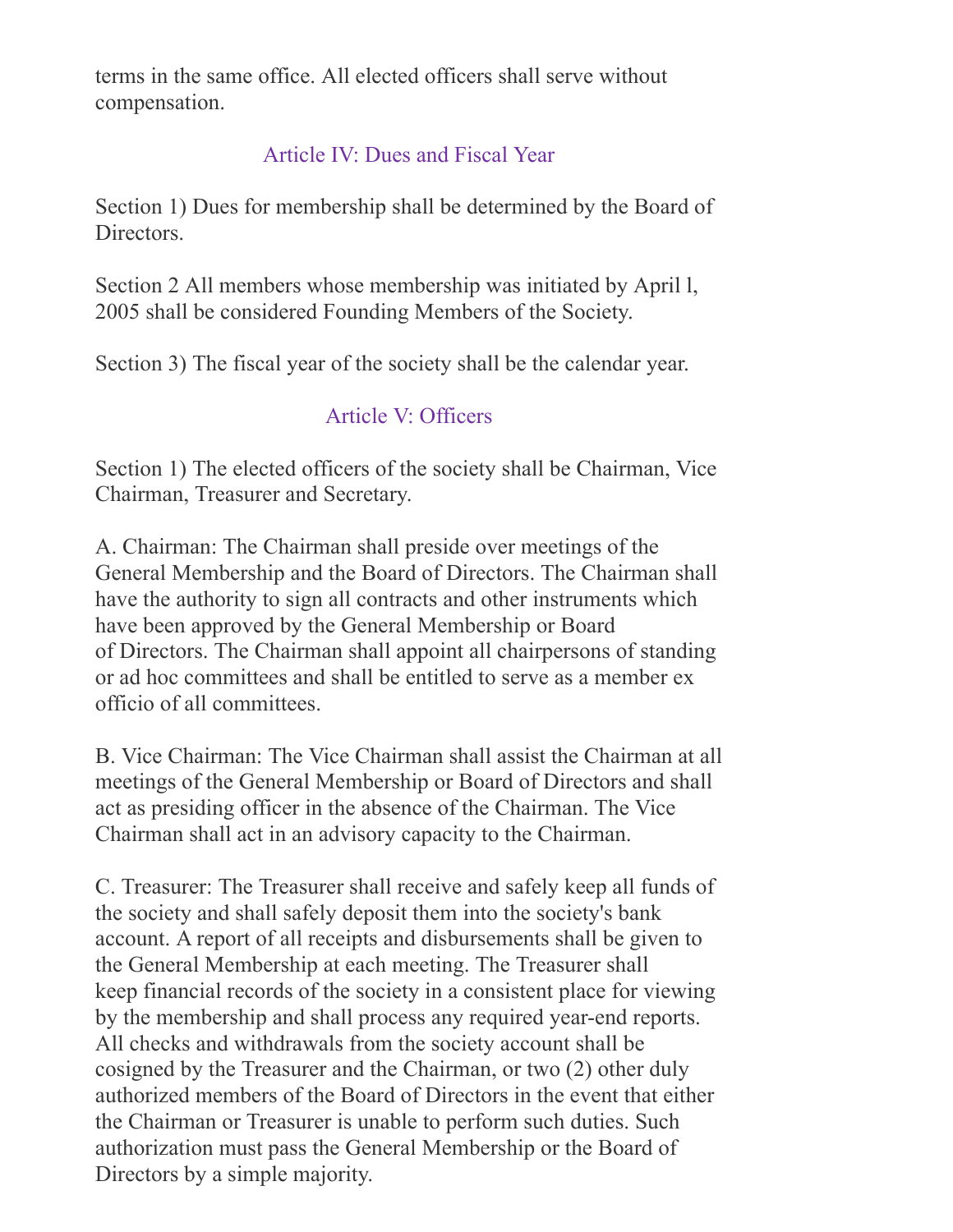terms in the same office. All elected officers shall serve without compensation.

## Article IV: Dues and Fiscal Year

Section 1) Dues for membership shall be determined by the Board of Directors.

Section 2 All members whose membership was initiated by April l, 2005 shall be considered Founding Members of the Society.

Section 3) The fiscal year of the society shall be the calendar year.

## Article V: Officers

Section 1) The elected officers of the society shall be Chairman, Vice Chairman, Treasurer and Secretary.

A. Chairman: The Chairman shall preside over meetings of the General Membership and the Board of Directors. The Chairman shall have the authority to sign all contracts and other instruments which have been approved by the General Membership or Board of Directors. The Chairman shall appoint all chairpersons of standing or ad hoc committees and shall be entitled to serve as a member ex officio of all committees.

B. Vice Chairman: The Vice Chairman shall assist the Chairman at all meetings of the General Membership or Board of Directors and shall act as presiding officer in the absence of the Chairman. The Vice Chairman shall act in an advisory capacity to the Chairman.

C. Treasurer: The Treasurer shall receive and safely keep all funds of the society and shall safely deposit them into the society's bank account. A report of all receipts and disbursements shall be given to the General Membership at each meeting. The Treasurer shall keep financial records of the society in a consistent place for viewing by the membership and shall process any required year-end reports. All checks and withdrawals from the society account shall be cosigned by the Treasurer and the Chairman, or two (2) other duly authorized members of the Board of Directors in the event that either the Chairman or Treasurer is unable to perform such duties. Such authorization must pass the General Membership or the Board of Directors by a simple majority.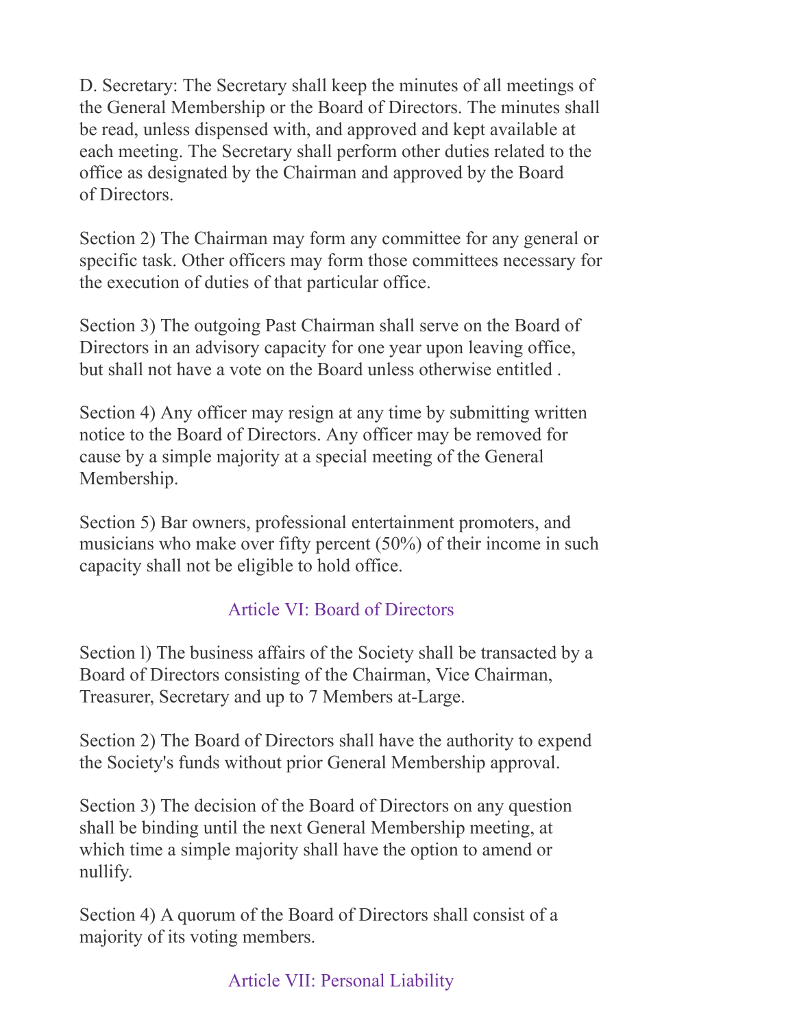D. Secretary: The Secretary shall keep the minutes of all meetings of the General Membership or the Board of Directors. The minutes shall be read, unless dispensed with, and approved and kept available at each meeting. The Secretary shall perform other duties related to the office as designated by the Chairman and approved by the Board of Directors.

Section 2) The Chairman may form any committee for any general or specific task. Other officers may form those committees necessary for the execution of duties of that particular office.

Section 3) The outgoing Past Chairman shall serve on the Board of Directors in an advisory capacity for one year upon leaving office, but shall not have a vote on the Board unless otherwise entitled .

Section 4) Any officer may resign at any time by submitting written notice to the Board of Directors. Any officer may be removed for cause by a simple majority at a special meeting of the General Membership.

Section 5) Bar owners, professional entertainment promoters, and musicians who make over fifty percent (50%) of their income in such capacity shall not be eligible to hold office.

## Article VI: Board of Directors

Section l) The business affairs of the Society shall be transacted by a Board of Directors consisting of the Chairman, Vice Chairman, Treasurer, Secretary and up to 7 Members at-Large.

Section 2) The Board of Directors shall have the authority to expend the Society's funds without prior General Membership approval.

Section 3) The decision of the Board of Directors on any question shall be binding until the next General Membership meeting, at which time a simple majority shall have the option to amend or nullify.

Section 4) A quorum of the Board of Directors shall consist of a majority of its voting members.

## Article VII: Personal Liability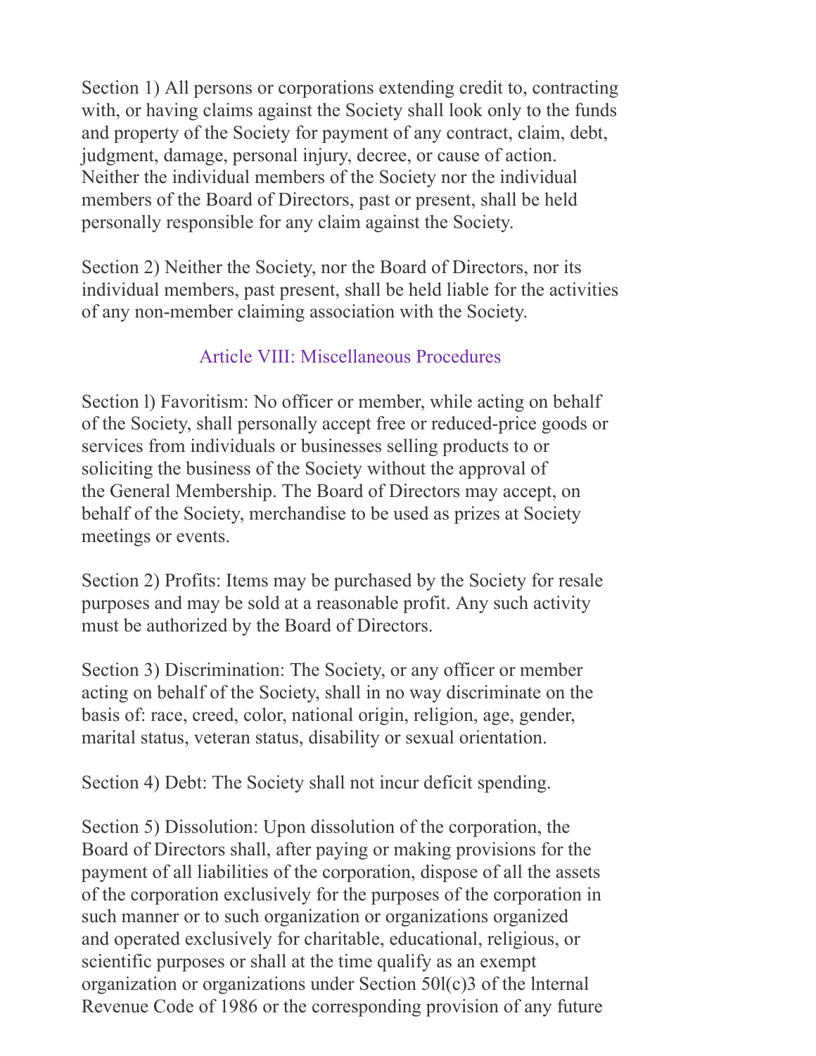Section 1) All persons or corporations extending credit to, contracting with, or having claims against the Society shall look only to the funds and property of the Society for payment of any contract, claim, debt, judgment, damage, personal injury, decree, or cause of action. Neither the individual members of the Society nor the individual members of the Board of Directors, past or present, shall be held personally responsible for any claim against the Society.

Section 2) Neither the Society, nor the Board of Directors, nor its individual members, past present, shall be held liable for the activities of any non-member claiming association with the Society.

## Article VIII: Miscellaneous Procedures

Section l) Favoritism: No officer or member, while acting on behalf of the Society, shall personally accept free or reduced-price goods or services from individuals or businesses selling products to or soliciting the business of the Society without the approval of the General Membership. The Board of Directors may accept, on behalf of the Society, merchandise to be used as prizes at Society meetings or events.

Section 2) Profits: Items may be purchased by the Society for resale purposes and may be sold at a reasonable profit. Any such activity must be authorized by the Board of Directors.

Section 3) Discrimination: The Society, or any officer or member acting on behalf of the Society, shall in no way discriminate on the basis of: race, creed, color, national origin, religion, age, gender, marital status, veteran status, disability or sexual orientation.

Section 4) Debt: The Society shall not incur deficit spending.

Section 5) Dissolution: Upon dissolution of the corporation, the Board of Directors shall, after paying or making provisions for the payment of all liabilities of the corporation, dispose of all the assets of the corporation exclusively for the purposes of the corporation in such manner or to such organization or organizations organized and operated exclusively for charitable, educational, religious, or scientific purposes or shall at the time qualify as an exempt organization or organizations under Section 50l(c)3 of the lnternal Revenue Code of 1986 or the corresponding provision of any future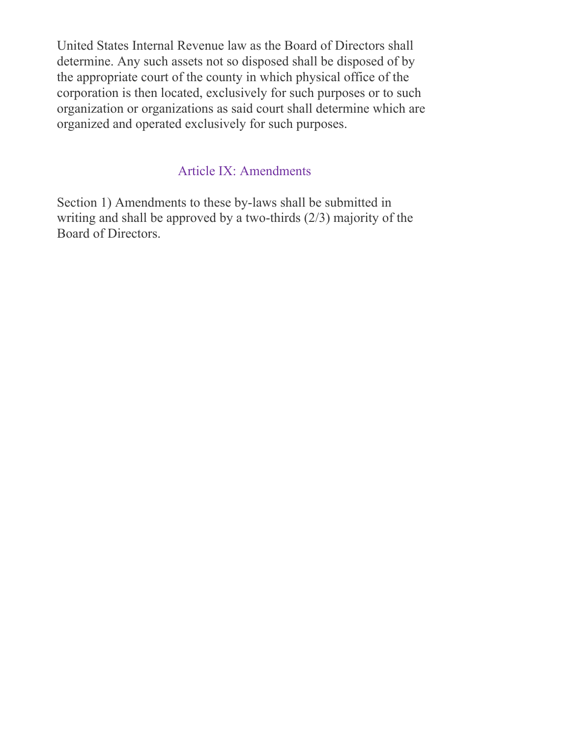United States Internal Revenue law as the Board of Directors shall determine. Any such assets not so disposed shall be disposed of by the appropriate court of the county in which physical office of the corporation is then located, exclusively for such purposes or to such organization or organizations as said court shall determine which are organized and operated exclusively for such purposes.

## Article IX: Amendments

Section 1) Amendments to these by-laws shall be submitted in writing and shall be approved by a two-thirds (2/3) majority of the Board of Directors.